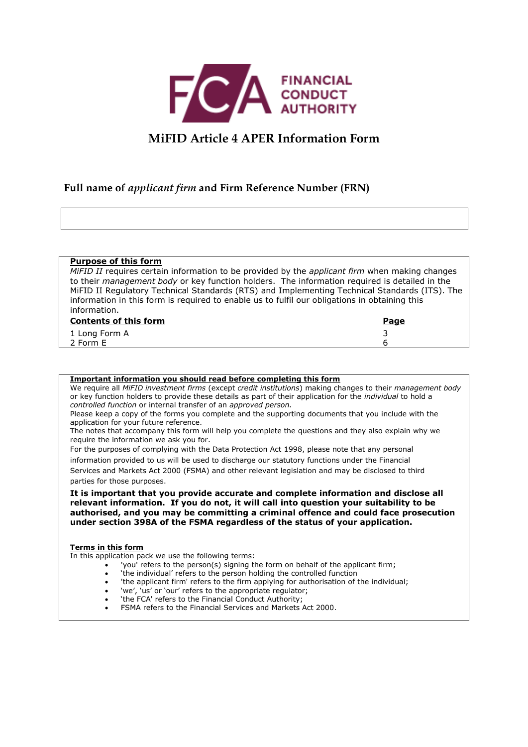# MiFID Article 4 APER Information Form

## Full name of *applicant firm* and Firm Reference Number (FRN)

**Purpose of this form**

*MiFID II* requires certain information to be provided by the *applicant firm* when making changes to their *management body* or key function holders. The information required is detailed in the MiFID II Regulatory Technical Standards (RTS) and Implementing Technical Standards (ITS). The information in this form is required to enable us to fulfil our obligations in obtaining this information.

| Contents of this form | Page |
| --- | --- |
| 1 Long Form A | 3 |
| 2 Form E | 6 |

**Important information you should read before completing this form**

We require all *MiFID investment firms* (except *credit institutions*) making changes to their *management body* or key function holders to provide these details as part of their application for the *individual* to hold a *controlled function* or internal transfer of an *approved person.*

Please keep a copy of the forms you complete and the supporting documents that you include with the application for your future reference.

The notes that accompany this form will help you complete the questions and they also explain why we require the information we ask you for.

For the purposes of complying with the Data Protection Act 1998, please note that any personal information provided to us will be used to discharge our statutory functions under the Financial Services and Markets Act 2000 (FSMA) and other relevant legislation and may be disclosed to third parties for those purposes.

**It is important that you provide accurate and complete information and disclose all relevant information. If you do not, it will call into question your suitability to be authorised, and you may be committing a criminal offence and could face prosecution under section 398A of the FSMA regardless of the status of your application.**

**Terms in this form**

In this application pack we use the following terms:

- 'you' refers to the person(s) signing the form on behalf of the applicant firm;
- 'the individual' refers to the person holding the controlled function
- 'the applicant firm' refers to the firm applying for authorisation of the individual;
- 'we', 'us' or 'our' refers to the appropriate regulator;
- 'the FCA' refers to the Financial Conduct Authority;
- FSMA refers to the Financial Services and Markets Act 2000.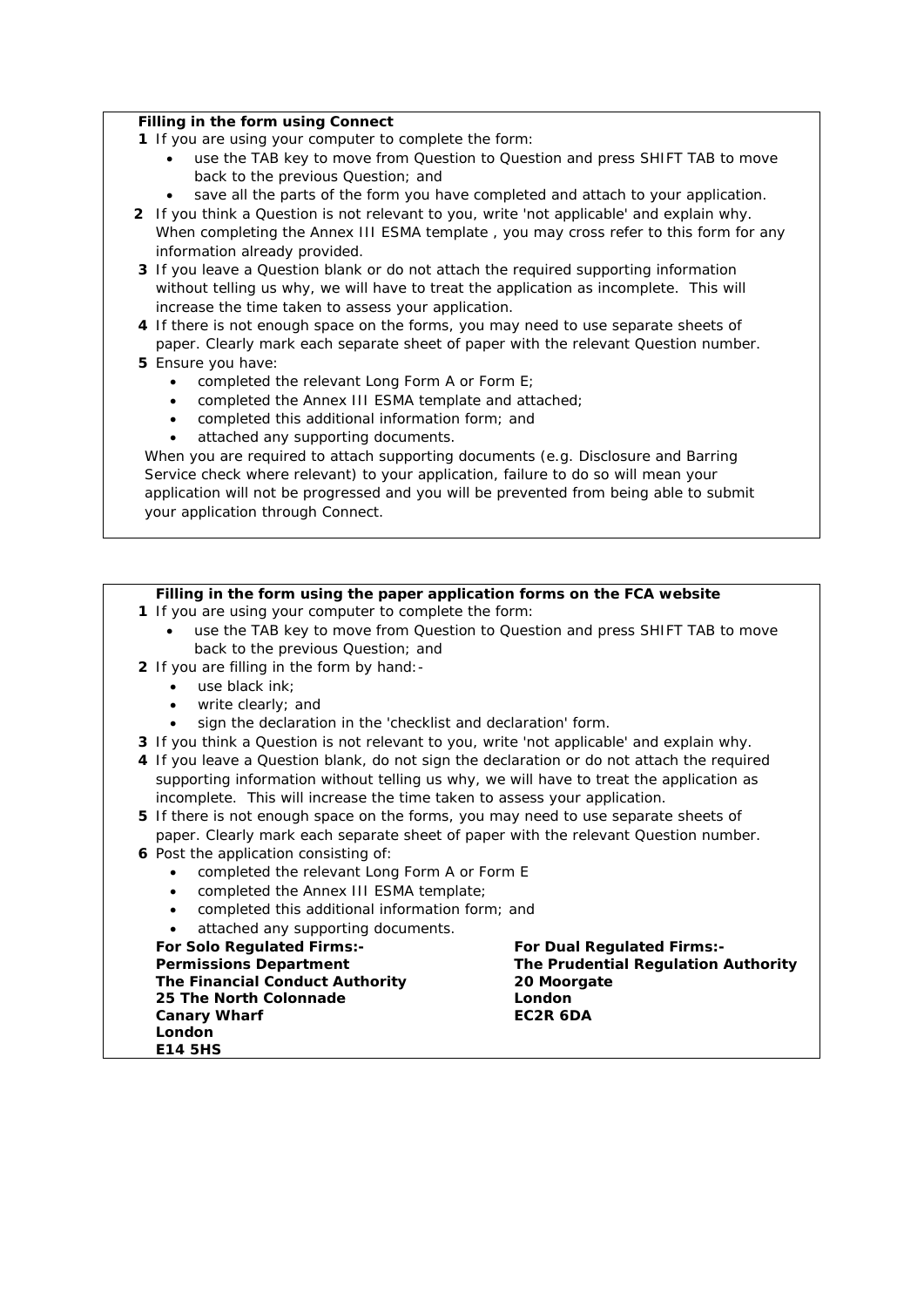**Filling in the form using Connect**

1. If you are using your computer to complete the form:
   - use the TAB key to move from Question to Question and press SHIFT TAB to move back to the previous Question; and
   - save all the parts of the form you have completed and attach to your application.
2. If you think a Question is not relevant to you, write 'not applicable' and explain why. When completing the Annex III ESMA template , you may cross refer to this form for any information already provided.
3. If you leave a Question blank or do not attach the required supporting information without telling us why, we will have to treat the application as incomplete. This will increase the time taken to assess your application.
4. If there is not enough space on the forms, you may need to use separate sheets of paper. Clearly mark each separate sheet of paper with the relevant Question number.
5. Ensure you have:
   - completed the relevant Long Form A or Form E;
   - completed the Annex III ESMA template and attached;
   - completed this additional information form; and
   - attached any supporting documents.

   When you are required to attach supporting documents (e.g. Disclosure and Barring Service check where relevant) to your application, failure to do so will mean your application will not be progressed and you will be prevented from being able to submit your application through Connect.

**Filling in the form using the paper application forms on the FCA website**

1. If you are using your computer to complete the form:
   - use the TAB key to move from Question to Question and press SHIFT TAB to move back to the previous Question; and
2. If you are filling in the form by hand:-
   - use black ink;
   - write clearly; and
   - sign the declaration in the 'checklist and declaration' form.
3. If you think a Question is not relevant to you, write 'not applicable' and explain why.
4. If you leave a Question blank, do not sign the declaration or do not attach the required supporting information without telling us why, we will have to treat the application as incomplete. This will increase the time taken to assess your application.
5. If there is not enough space on the forms, you may need to use separate sheets of paper. Clearly mark each separate sheet of paper with the relevant Question number.
6. Post the application consisting of:
   - completed the relevant Long Form A or Form E
   - completed the Annex III ESMA template;
   - completed this additional information form; and
   - attached any supporting documents.

**For Solo Regulated Firms:-**
**Permissions Department**
**The Financial Conduct Authority**
**25 The North Colonnade**
**Canary Wharf**
**London**
**E14 5HS**

**For Dual Regulated Firms:-**
**The Prudential Regulation Authority**
**20 Moorgate**
**London**
**EC2R 6DA**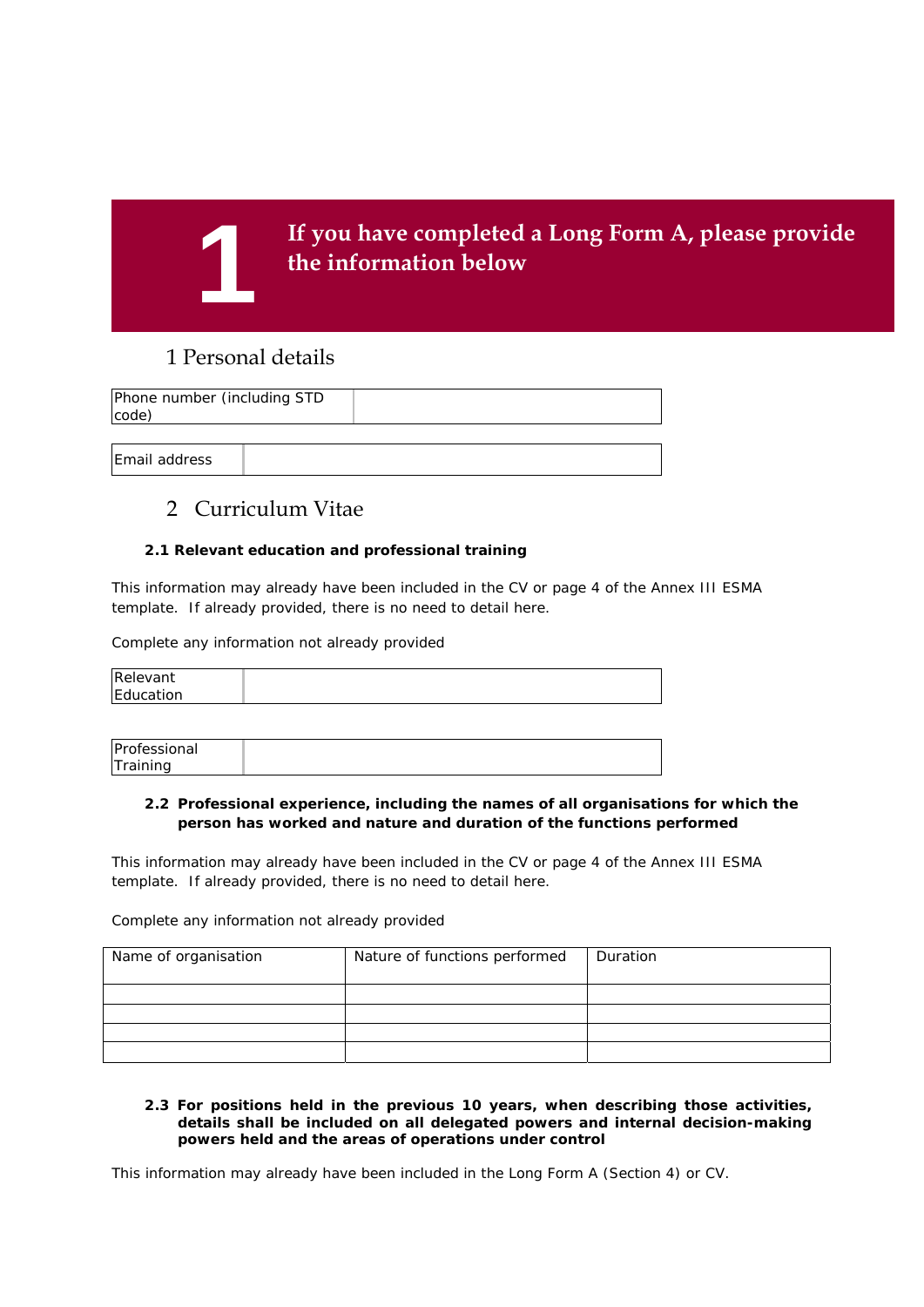# 1 If you have completed a Long Form A, please provide the information below

## 1 Personal details

| Phone number (including STD code) | |
|---|---|

| Email address | |
|---|---|

## 2 Curriculum Vitae

### 2.1 Relevant education and professional training

This information may already have been included in the CV or page 4 of the Annex III ESMA template. If already provided, there is no need to detail here.

Complete any information not already provided

| Relevant Education | |
|---|---|

| Professional Training | |
|---|---|

### 2.2 Professional experience, including the names of all organisations for which the person has worked and nature and duration of the functions performed

This information may already have been included in the CV or page 4 of the Annex III ESMA template. If already provided, there is no need to detail here.

Complete any information not already provided

| Name of organisation | Nature of functions performed | Duration |
|---|---|---|
| | | |
| | | |
| | | |
| | | |

### 2.3 For positions held in the previous 10 years, when describing those activities, details shall be included on all delegated powers and internal decision-making powers held and the areas of operations under control

This information may already have been included in the Long Form A (Section 4) or CV.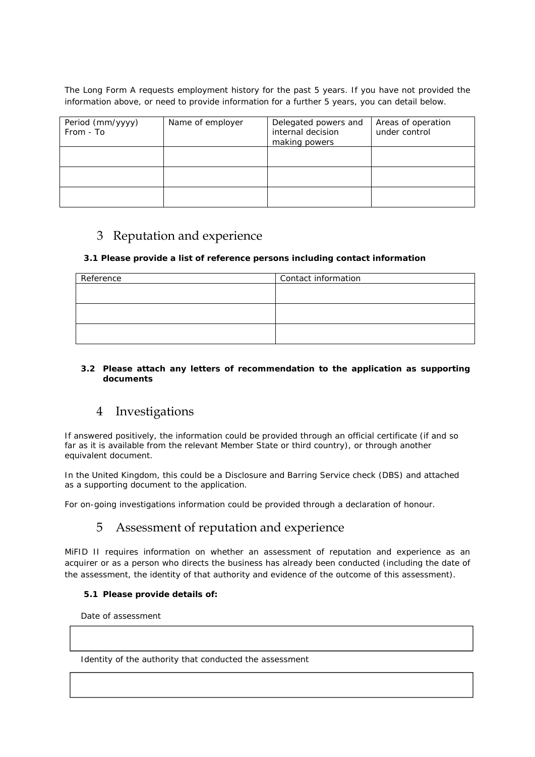The Long Form A requests employment history for the past 5 years. If you have not provided the information above, or need to provide information for a further 5 years, you can detail below.

| Period (mm/yyyy) From - To | Name of employer | Delegated powers and internal decision making powers | Areas of operation under control |
|---|---|---|---|
| | | | |
| | | | |
| | | | |

## 3 Reputation and experience

**3.1 Please provide a list of reference persons including contact information**

| Reference | Contact information |
|---|---|
| | |
| | |
| | |

**3.2 Please attach any letters of recommendation to the application as supporting documents**

## 4 Investigations

If answered positively, the information could be provided through an official certificate (if and so far as it is available from the relevant Member State or third country), or through another equivalent document.

In the United Kingdom, this could be a Disclosure and Barring Service check (DBS) and attached as a supporting document to the application.

For on-going investigations information could be provided through a declaration of honour.

## 5 Assessment of reputation and experience

MiFID II requires information on whether an assessment of reputation and experience as an acquirer or as a person who directs the business has already been conducted (including the date of the assessment, the identity of that authority and evidence of the outcome of this assessment).

**5.1 Please provide details of:**

Date of assessment

Identity of the authority that conducted the assessment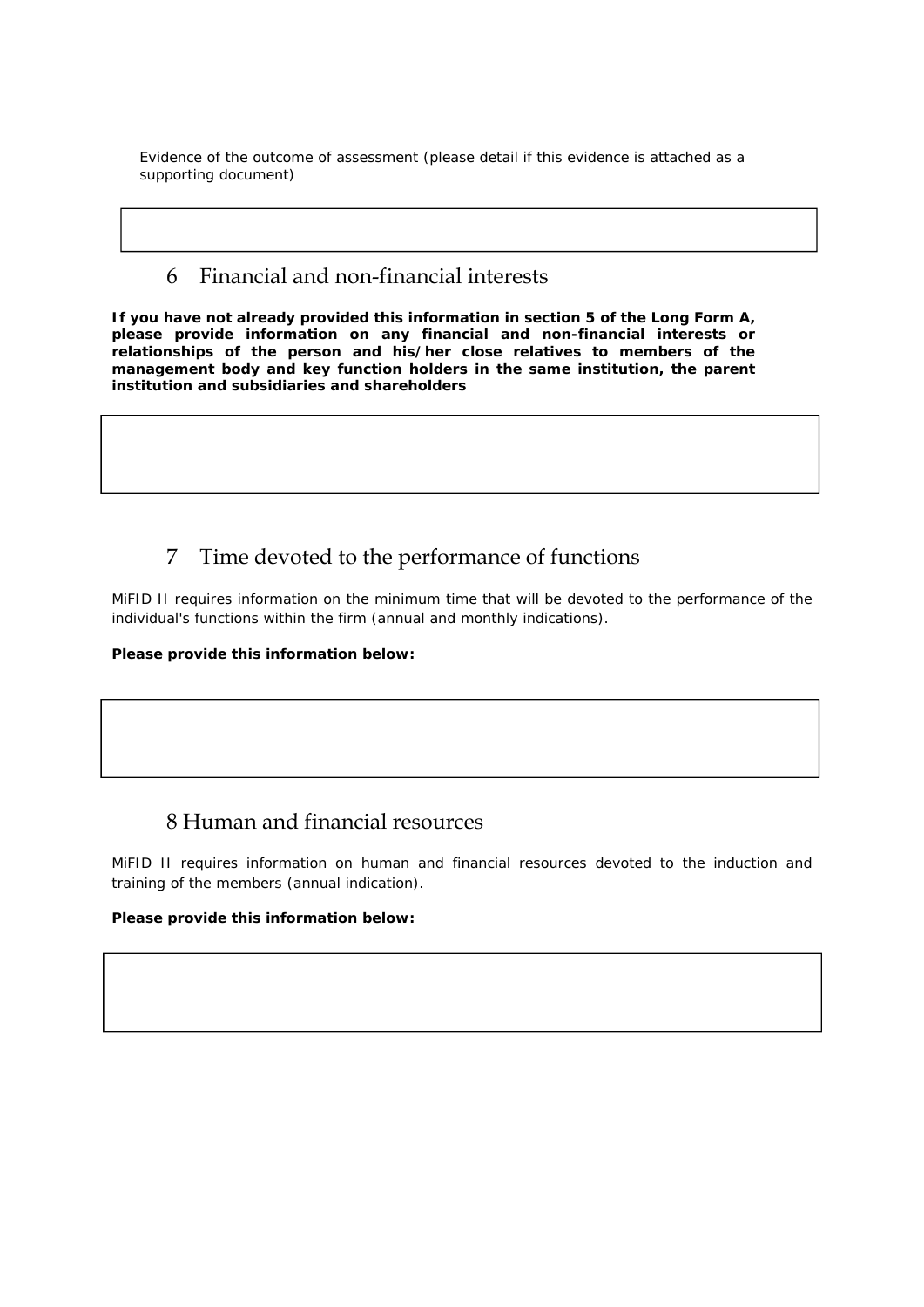Evidence of the outcome of assessment (please detail if this evidence is attached as a supporting document)

## 6 Financial and non-financial interests

**If you have not already provided this information in section 5 of the Long Form A, please provide information on any financial and non-financial interests or relationships of the person and his/her close relatives to members of the management body and key function holders in the same institution, the parent institution and subsidiaries and shareholders**

## 7 Time devoted to the performance of functions

MiFID II requires information on the minimum time that will be devoted to the performance of the individual's functions within the firm (annual and monthly indications).

**Please provide this information below:**

## 8 Human and financial resources

MiFID II requires information on human and financial resources devoted to the induction and training of the members (annual indication).

**Please provide this information below:**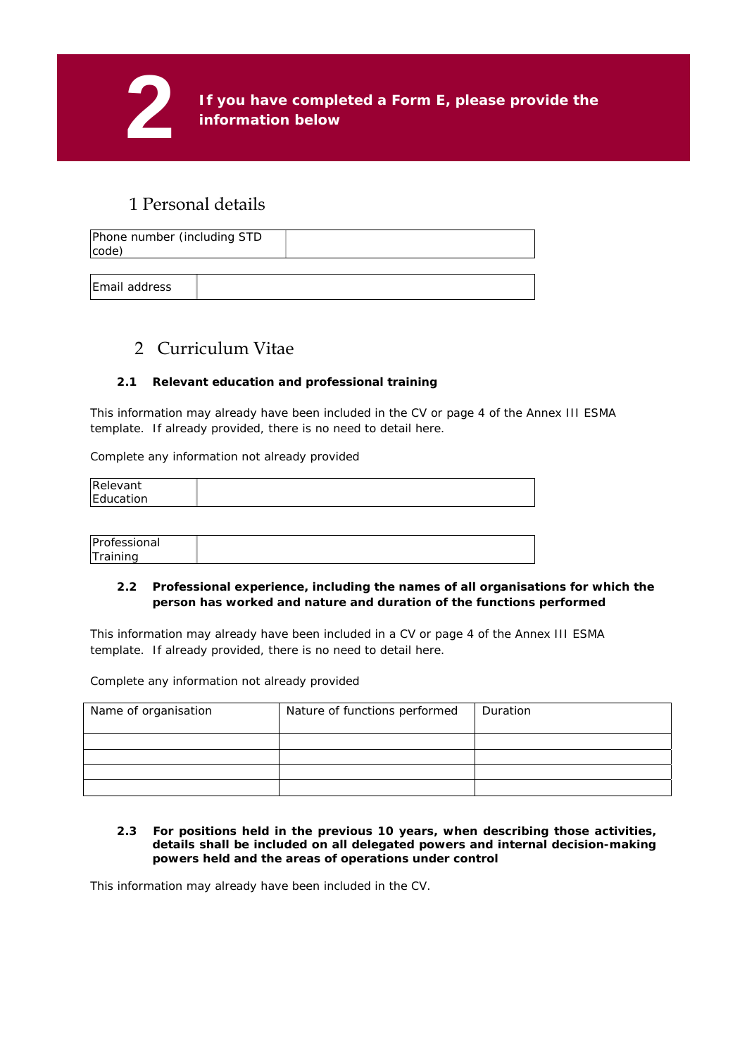# 2 If you have completed a Form E, please provide the information below

## 1 Personal details

| Phone number (including STD code) | |
|---|---|

| Email address | |
|---|---|

## 2 Curriculum Vitae

### 2.1 Relevant education and professional training

This information may already have been included in the CV or page 4 of the Annex III ESMA template. If already provided, there is no need to detail here.

Complete any information not already provided

| Relevant Education | |
|---|---|

| Professional Training | |
|---|---|

### 2.2 Professional experience, including the names of all organisations for which the person has worked and nature and duration of the functions performed

This information may already have been included in a CV or page 4 of the Annex III ESMA template. If already provided, there is no need to detail here.

Complete any information not already provided

| Name of organisation | Nature of functions performed | Duration |
|---|---|---|
| | | |
| | | |
| | | |
| | | |

### 2.3 For positions held in the previous 10 years, when describing those activities, details shall be included on all delegated powers and internal decision-making powers held and the areas of operations under control

This information may already have been included in the CV.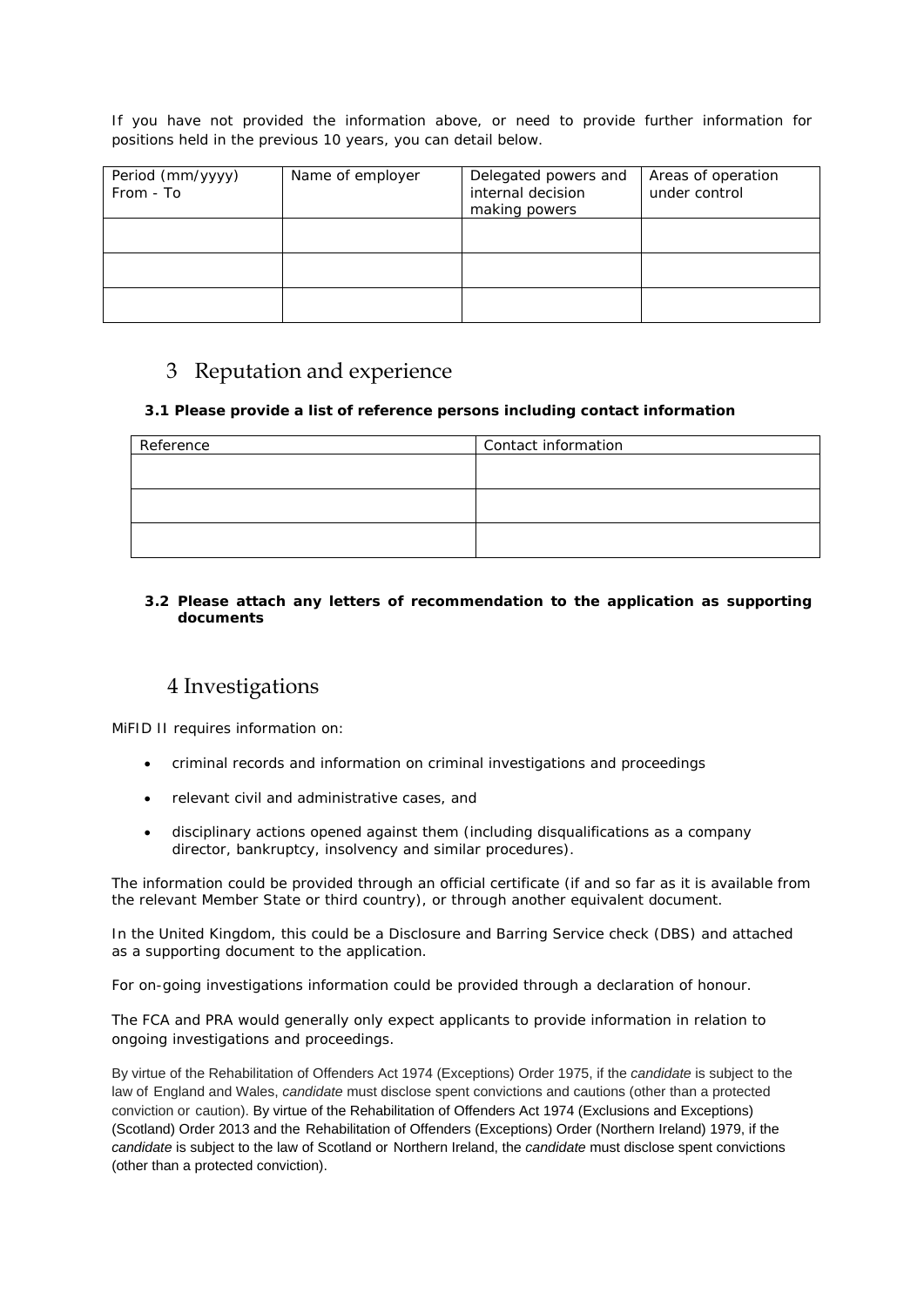If you have not provided the information above, or need to provide further information for positions held in the previous 10 years, you can detail below.

| Period (mm/yyyy) From - To | Name of employer | Delegated powers and internal decision making powers | Areas of operation under control |
| --- | --- | --- | --- |
| | | | |
| | | | |
| | | | |

## 3 Reputation and experience

**3.1 Please provide a list of reference persons including contact information**

| Reference | Contact information |
| --- | --- |
| | |
| | |
| | |

**3.2 Please attach any letters of recommendation to the application as supporting documents**

## 4 Investigations

MiFID II requires information on:

- criminal records and information on criminal investigations and proceedings
- relevant civil and administrative cases, and
- disciplinary actions opened against them (including disqualifications as a company director, bankruptcy, insolvency and similar procedures).

The information could be provided through an official certificate (if and so far as it is available from the relevant Member State or third country), or through another equivalent document.

In the United Kingdom, this could be a Disclosure and Barring Service check (DBS) and attached as a supporting document to the application.

For on-going investigations information could be provided through a declaration of honour.

The FCA and PRA would generally only expect applicants to provide information in relation to ongoing investigations and proceedings.

By virtue of the Rehabilitation of Offenders Act 1974 (Exceptions) Order 1975, if the *candidate* is subject to the law of England and Wales, *candidate* must disclose spent convictions and cautions (other than a protected conviction or caution). By virtue of the Rehabilitation of Offenders Act 1974 (Exclusions and Exceptions) (Scotland) Order 2013 and the Rehabilitation of Offenders (Exceptions) Order (Northern Ireland) 1979, if the *candidate* is subject to the law of Scotland or Northern Ireland, the *candidate* must disclose spent convictions (other than a protected conviction).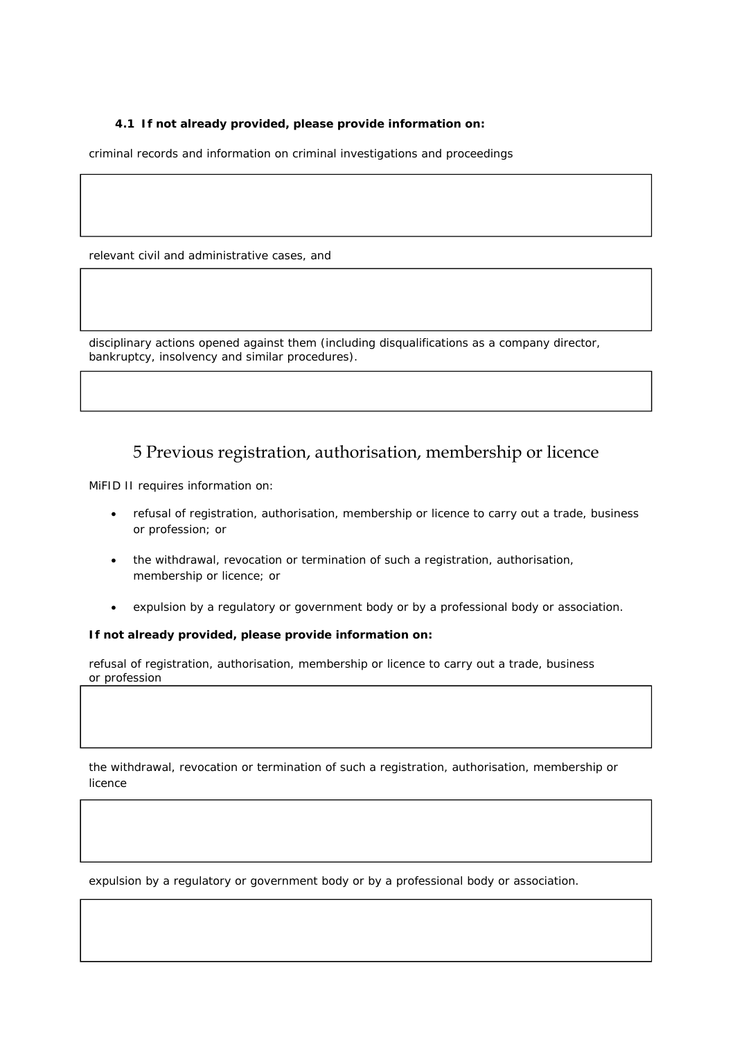**4.1 If not already provided, please provide information on:**

criminal records and information on criminal investigations and proceedings

relevant civil and administrative cases, and

disciplinary actions opened against them (including disqualifications as a company director, bankruptcy, insolvency and similar procedures).

## 5 Previous registration, authorisation, membership or licence

MiFID II requires information on:

- refusal of registration, authorisation, membership or licence to carry out a trade, business or profession; or
- the withdrawal, revocation or termination of such a registration, authorisation, membership or licence; or
- expulsion by a regulatory or government body or by a professional body or association.

**If not already provided, please provide information on:**

refusal of registration, authorisation, membership or licence to carry out a trade, business or profession

the withdrawal, revocation or termination of such a registration, authorisation, membership or licence

expulsion by a regulatory or government body or by a professional body or association.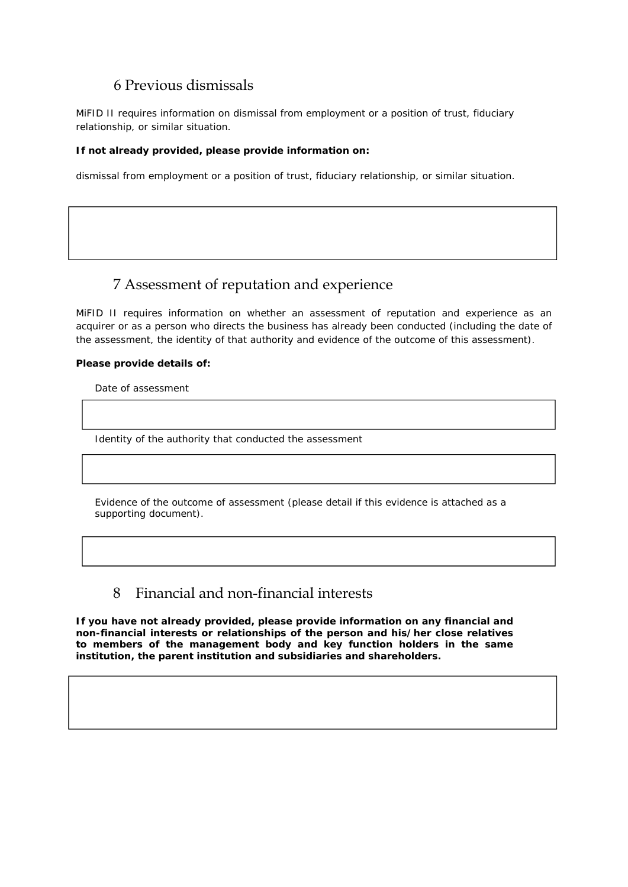## 6 Previous dismissals

MiFID II requires information on dismissal from employment or a position of trust, fiduciary relationship, or similar situation.

**If not already provided, please provide information on:**

dismissal from employment or a position of trust, fiduciary relationship, or similar situation.

## 7 Assessment of reputation and experience

MiFID II requires information on whether an assessment of reputation and experience as an acquirer or as a person who directs the business has already been conducted (including the date of the assessment, the identity of that authority and evidence of the outcome of this assessment).

**Please provide details of:**

Date of assessment

Identity of the authority that conducted the assessment

Evidence of the outcome of assessment (please detail if this evidence is attached as a supporting document).

## 8 Financial and non-financial interests

**If you have not already provided, please provide information on any financial and non-financial interests or relationships of the person and his/her close relatives to members of the management body and key function holders in the same institution, the parent institution and subsidiaries and shareholders.**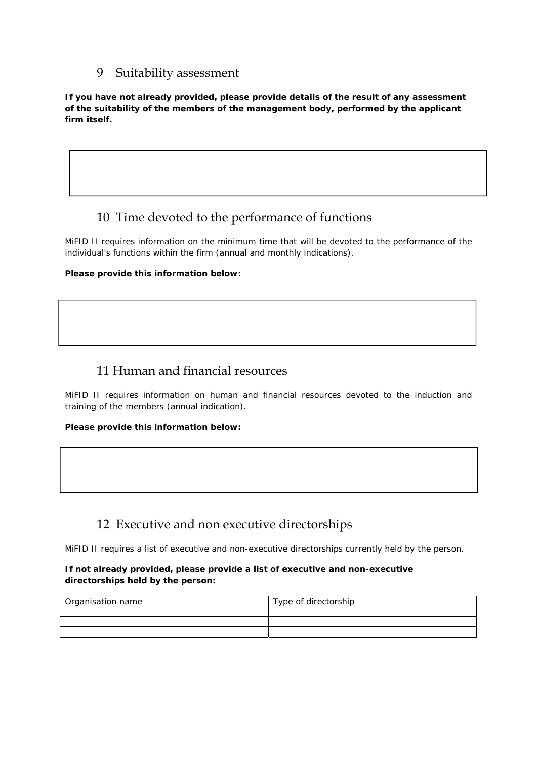## 9 Suitability assessment

**If you have not already provided, please provide details of the result of any assessment of the suitability of the members of the management body, performed by the applicant firm itself.**

| |
|---|
| |

## 10 Time devoted to the performance of functions

MiFID II requires information on the minimum time that will be devoted to the performance of the individual's functions within the firm (annual and monthly indications).

**Please provide this information below:**

| |
|---|
| |

## 11 Human and financial resources

MiFID II requires information on human and financial resources devoted to the induction and training of the members (annual indication).

**Please provide this information below:**

| |
|---|
| |

## 12 Executive and non executive directorships

MiFID II requires a list of executive and non-executive directorships currently held by the person.

**If not already provided, please provide a list of executive and non-executive directorships held by the person:**

| Organisation name | Type of directorship |
|---|---|
| | |
| | |
| | |